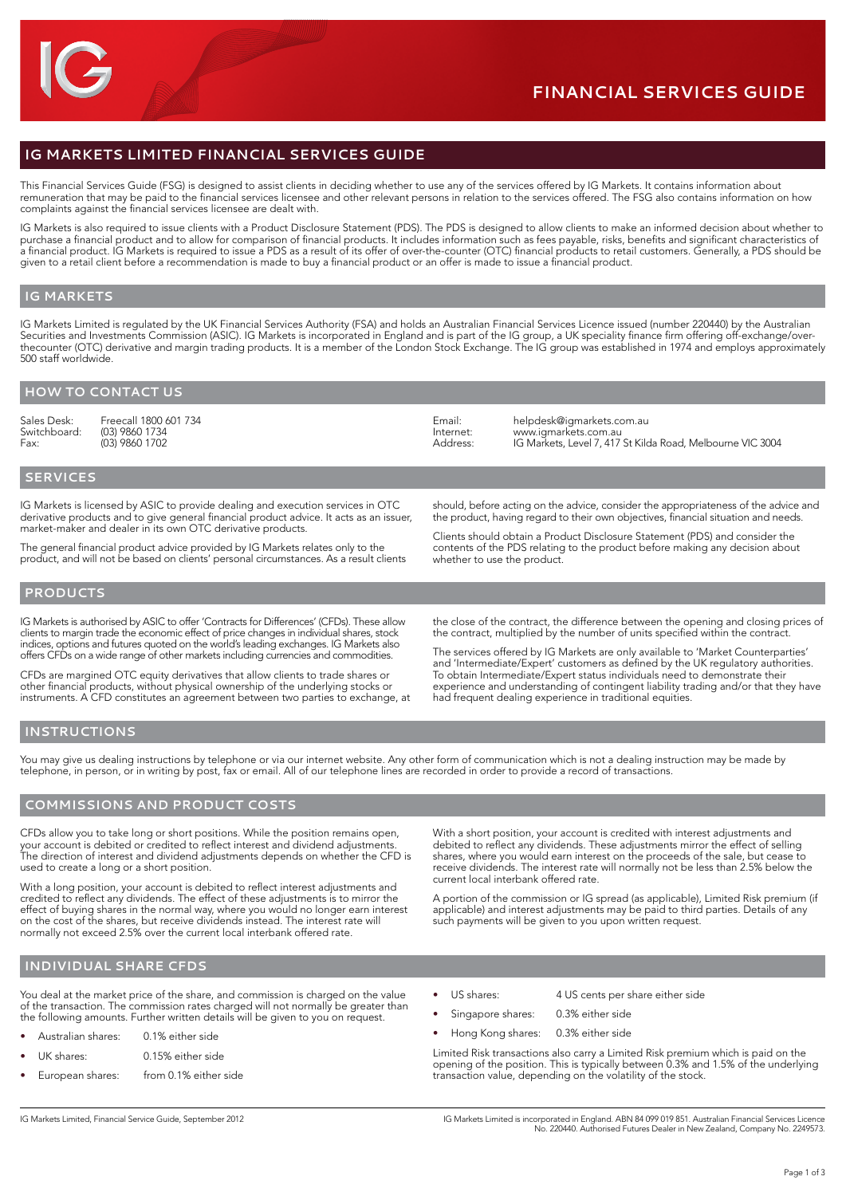# FINANCIAL SERVICES GUIDE

## IG MARKETS LIMITED FINANCIAL SERVICES GUIDE

This Financial Services Guide (FSG) is designed to assist clients in deciding whether to use any of the services offered by IG Markets. It contains information about remuneration that may be paid to the financial services licensee and other relevant persons in relation to the services offered. The FSG also contains information on how complaints against the financial services licensee are dealt with.

IG Markets is also required to issue clients with a Product Disclosure Statement (PDS). The PDS is designed to allow clients to make an informed decision about whether to purchase a financial product and to allow for comparison of financial products. It includes information such as fees payable, risks, benefits and significant characteristics of a financial product. IG Markets is required to issue a PDS as a result of its offer of over-the-counter (OTC) financial products to retail customers. Generally, a PDS should be given to a retail client before a recommendation is made to buy a financial product or an offer is made to issue a financial product.

## IG MARKETS

IG Markets Limited is regulated by the UK Financial Services Authority (FSA) and holds an Australian Financial Services Licence issued (number 220440) by the Australian Securities and Investments Commission (ASIC). IG Markets is incorporated in England and is part of the IG group, a UK speciality finance firm offering off-exchange/over-thecounter (OTC) derivative and margin trading products. It is a member of the London Stock Exchange. The IG group was established in 1974 and employs approximately 500 staff worldwide.

## HOW TO CONTACT US

Sales Desk: Freecall 1800 601 734
Switchboard: (03) 9860 1734
Fax: (03) 9860 1702
Email: helpdesk@igmarkets.com.au
Internet: www.igmarkets.com.au
Address: IG Markets, Level 7, 417 St Kilda Road, Melbourne VIC 3004

## SERVICES

IG Markets is licensed by ASIC to provide dealing and execution services in OTC derivative products and to give general financial product advice. It acts as an issuer, market-maker and dealer in its own OTC derivative products.

The general financial product advice provided by IG Markets relates only to the product, and will not be based on clients' personal circumstances. As a result clients should, before acting on the advice, consider the appropriateness of the advice and the product, having regard to their own objectives, financial situation and needs.

Clients should obtain a Product Disclosure Statement (PDS) and consider the contents of the PDS relating to the product before making any decision about whether to use the product.

## PRODUCTS

IG Markets is authorised by ASIC to offer 'Contracts for Differences' (CFDs). These allow clients to margin trade the economic effect of price changes in individual shares, stock indices, options and futures quoted on the world's leading exchanges. IG Markets also offers CFDs on a wide range of other markets including currencies and commodities.

CFDs are margined OTC equity derivatives that allow clients to trade shares or other financial products, without physical ownership of the underlying stocks or instruments. A CFD constitutes an agreement between two parties to exchange, at the close of the contract, the difference between the opening and closing prices of the contract, multiplied by the number of units specified within the contract.

The services offered by IG Markets are only available to 'Market Counterparties' and 'Intermediate/Expert' customers as defined by the UK regulatory authorities. To obtain Intermediate/Expert status individuals need to demonstrate their experience and understanding of contingent liability trading and/or that they have had frequent dealing experience in traditional equities.

## INSTRUCTIONS

You may give us dealing instructions by telephone or via our internet website. Any other form of communication which is not a dealing instruction may be made by telephone, in person, or in writing by post, fax or email. All of our telephone lines are recorded in order to provide a record of transactions.

## COMMISSIONS AND PRODUCT COSTS

CFDs allow you to take long or short positions. While the position remains open, your account is debited or credited to reflect interest and dividend adjustments. The direction of interest and dividend adjustments depends on whether the CFD is used to create a long or a short position.

With a long position, your account is debited to reflect interest adjustments and credited to reflect any dividends. The effect of these adjustments is to mirror the effect of buying shares in the normal way, where you would no longer earn interest on the cost of the shares, but receive dividends instead. The interest rate will normally not exceed 2.5% over the current local interbank offered rate.

With a short position, your account is credited with interest adjustments and debited to reflect any dividends. These adjustments mirror the effect of selling shares, where you would earn interest on the proceeds of the sale, but cease to receive dividends. The interest rate will normally not be less than 2.5% below the current local interbank offered rate.

A portion of the commission or IG spread (as applicable), Limited Risk premium (if applicable) and interest adjustments may be paid to third parties. Details of any such payments will be given to you upon written request.

## INDIVIDUAL SHARE CFDS

You deal at the market price of the share, and commission is charged on the value of the transaction. The commission rates charged will not normally be greater than the following amounts. Further written details will be given to you on request.

- Australian shares: 0.1% either side
- UK shares: 0.15% either side
- European shares: from 0.1% either side
- US shares: 4 US cents per share either side
- Singapore shares: 0.3% either side
- Hong Kong shares: 0.3% either side

Limited Risk transactions also carry a Limited Risk premium which is paid on the opening of the position. This is typically between 0.3% and 1.5% of the underlying transaction value, depending on the volatility of the stock.

IG Markets Limited, Financial Service Guide, September 2012

IG Markets Limited is incorporated in England. ABN 84 099 019 851. Australian Financial Services Licence No. 220440. Authorised Futures Dealer in New Zealand, Company No. 2249573.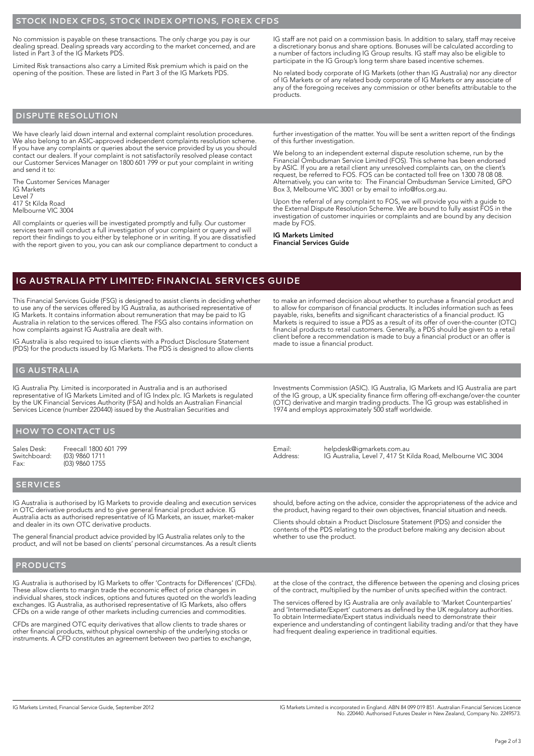## STOCK INDEX CFDS, STOCK INDEX OPTIONS, FOREX CFDS

No commission is payable on these transactions. The only charge you pay is our dealing spread. Dealing spreads vary according to the market concerned, and are listed in Part 3 of the IG Markets PDS.

Limited Risk transactions also carry a Limited Risk premium which is paid on the opening of the position. These are listed in Part 3 of the IG Markets PDS.

IG staff are not paid on a commission basis. In addition to salary, staff may receive a discretionary bonus and share options. Bonuses will be calculated according to a number of factors including IG Group results. IG staff may also be eligible to participate in the IG Group's long term share based incentive schemes.

No related body corporate of IG Markets (other than IG Australia) nor any director of IG Markets or of any related body corporate of IG Markets or any associate of any of the foregoing receives any commission or other benefits attributable to the products.

## DISPUTE RESOLUTION

We have clearly laid down internal and external complaint resolution procedures. We also belong to an ASIC-approved independent complaints resolution scheme. If you have any complaints or queries about the service provided by us you should contact our dealers. If your complaint is not satisfactorily resolved please contact our Customer Services Manager on 1800 601 799 or put your complaint in writing and send it to:

The Customer Services Manager
IG Markets
Level 7
417 St Kilda Road
Melbourne VIC 3004

All complaints or queries will be investigated promptly and fully. Our customer services team will conduct a full investigation of your complaint or query and will report their findings to you either by telephone or in writing. If you are dissatisfied with the report given to you, you can ask our compliance department to conduct a further investigation of the matter. You will be sent a written report of the findings of this further investigation.

We belong to an independent external dispute resolution scheme, run by the Financial Ombudsman Service Limited (FOS). This scheme has been endorsed by ASIC. If you are a retail client any unresolved complaints can, on the client's request, be referred to FOS. FOS can be contacted toll free on 1300 78 08 08. Alternatively, you can write to: The Financial Ombudsman Service Limited, GPO Box 3, Melbourne VIC 3001 or by email to info@fos.org.au.

Upon the referral of any complaint to FOS, we will provide you with a guide to the External Dispute Resolution Scheme. We are bound to fully assist FOS in the investigation of customer inquiries or complaints and are bound by any decision made by FOS.

**IG Markets Limited**
**Financial Services Guide**

# IG AUSTRALIA PTY LIMITED: FINANCIAL SERVICES GUIDE

This Financial Services Guide (FSG) is designed to assist clients in deciding whether to use any of the services offered by IG Australia, as authorised representative of IG Markets. It contains information about remuneration that may be paid to IG Australia in relation to the services offered. The FSG also contains information on how complaints against IG Australia are dealt with.

IG Australia is also required to issue clients with a Product Disclosure Statement (PDS) for the products issued by IG Markets. The PDS is designed to allow clients to make an informed decision about whether to purchase a financial product and to allow for comparison of financial products. It includes information such as fees payable, risks, benefits and significant characteristics of a financial product. IG Markets is required to issue a PDS as a result of its offer of over-the-counter (OTC) financial products to retail customers. Generally, a PDS should be given to a retail client before a recommendation is made to buy a financial product or an offer is made to issue a financial product.

## IG AUSTRALIA

IG Australia Pty. Limited is incorporated in Australia and is an authorised representative of IG Markets Limited and of IG Index plc. IG Markets is regulated by the UK Financial Services Authority (FSA) and holds an Australian Financial Services Licence (number 220440) issued by the Australian Securities and Investments Commission (ASIC). IG Australia, IG Markets and IG Australia are part of the IG group, a UK speciality finance firm offering off-exchange/over-the counter (OTC) derivative and margin trading products. The IG group was established in 1974 and employs approximately 500 staff worldwide.

## HOW TO CONTACT US

| | |
|---|---|
| Sales Desk: | Freecall 1800 601 799 |
| Switchboard: | (03) 9860 1711 |
| Fax: | (03) 9860 1755 |
| Email: | helpdesk@igmarkets.com.au |
| Address: | IG Australia, Level 7, 417 St Kilda Road, Melbourne VIC 3004 |

## SERVICES

IG Australia is authorised by IG Markets to provide dealing and execution services in OTC derivative products and to give general financial product advice. IG Australia acts as authorised representative of IG Markets, an issuer, market-maker and dealer in its own OTC derivative products.

The general financial product advice provided by IG Australia relates only to the product, and will not be based on clients' personal circumstances. As a result clients should, before acting on the advice, consider the appropriateness of the advice and the product, having regard to their own objectives, financial situation and needs.

Clients should obtain a Product Disclosure Statement (PDS) and consider the contents of the PDS relating to the product before making any decision about whether to use the product.

## PRODUCTS

IG Australia is authorised by IG Markets to offer 'Contracts for Differences' (CFDs). These allow clients to margin trade the economic effect of price changes in individual shares, stock indices, options and futures quoted on the world's leading exchanges. IG Australia, as authorised representative of IG Markets, also offers CFDs on a wide range of other markets including currencies and commodities.

CFDs are margined OTC equity derivatives that allow clients to trade shares or other financial products, without physical ownership of the underlying stocks or instruments. A CFD constitutes an agreement between two parties to exchange, at the close of the contract, the difference between the opening and closing prices of the contract, multiplied by the number of units specified within the contract.

The services offered by IG Australia are only available to 'Market Counterparties' and 'Intermediate/Expert' customers as defined by the UK regulatory authorities. To obtain Intermediate/Expert status individuals need to demonstrate their experience and understanding of contingent liability trading and/or that they have had frequent dealing experience in traditional equities.

IG Markets Limited, Financial Service Guide, September 2012

IG Markets Limited is incorporated in England. ABN 84 099 019 851. Australian Financial Services Licence No. 220440. Authorised Futures Dealer in New Zealand, Company No. 2249573.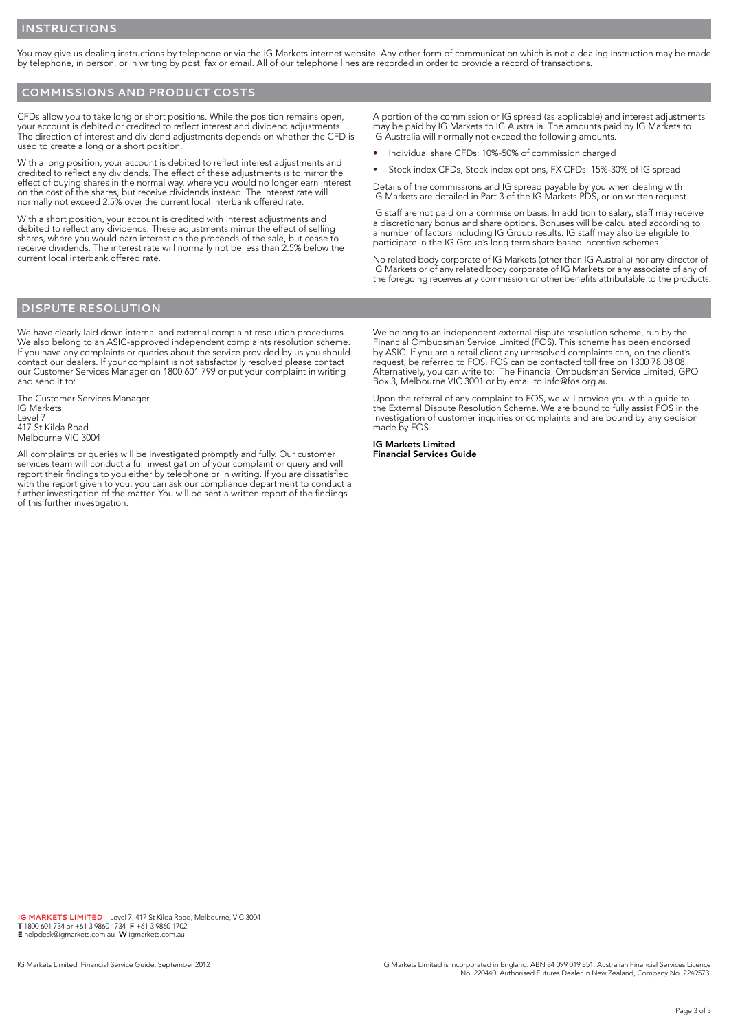## INSTRUCTIONS

You may give us dealing instructions by telephone or via the IG Markets internet website. Any other form of communication which is not a dealing instruction may be made by telephone, in person, or in writing by post, fax or email. All of our telephone lines are recorded in order to provide a record of transactions.

## COMMISSIONS AND PRODUCT COSTS

CFDs allow you to take long or short positions. While the position remains open, your account is debited or credited to reflect interest and dividend adjustments. The direction of interest and dividend adjustments depends on whether the CFD is used to create a long or a short position.

With a long position, your account is debited to reflect interest adjustments and credited to reflect any dividends. The effect of these adjustments is to mirror the effect of buying shares in the normal way, where you would no longer earn interest on the cost of the shares, but receive dividends instead. The interest rate will normally not exceed 2.5% over the current local interbank offered rate.

With a short position, your account is credited with interest adjustments and debited to reflect any dividends. These adjustments mirror the effect of selling shares, where you would earn interest on the proceeds of the sale, but cease to receive dividends. The interest rate will normally not be less than 2.5% below the current local interbank offered rate.

A portion of the commission or IG spread (as applicable) and interest adjustments may be paid by IG Markets to IG Australia. The amounts paid by IG Markets to IG Australia will normally not exceed the following amounts.

- Individual share CFDs: 10%-50% of commission charged
- Stock index CFDs, Stock index options, FX CFDs: 15%-30% of IG spread

Details of the commissions and IG spread payable by you when dealing with IG Markets are detailed in Part 3 of the IG Markets PDS, or on written request.

IG staff are not paid on a commission basis. In addition to salary, staff may receive a discretionary bonus and share options. Bonuses will be calculated according to a number of factors including IG Group results. IG staff may also be eligible to participate in the IG Group's long term share based incentive schemes.

No related body corporate of IG Markets (other than IG Australia) nor any director of IG Markets or of any related body corporate of IG Markets or any associate of any of the foregoing receives any commission or other benefits attributable to the products.

## DISPUTE RESOLUTION

We have clearly laid down internal and external complaint resolution procedures. We also belong to an ASIC-approved independent complaints resolution scheme. If you have any complaints or queries about the service provided by us you should contact our dealers. If your complaint is not satisfactorily resolved please contact our Customer Services Manager on 1800 601 799 or put your complaint in writing and send it to:

The Customer Services Manager
IG Markets
Level 7
417 St Kilda Road
Melbourne VIC 3004

All complaints or queries will be investigated promptly and fully. Our customer services team will conduct a full investigation of your complaint or query and will report their findings to you either by telephone or in writing. If you are dissatisfied with the report given to you, you can ask our compliance department to conduct a further investigation of the matter. You will be sent a written report of the findings of this further investigation.

We belong to an independent external dispute resolution scheme, run by the Financial Ombudsman Service Limited (FOS). This scheme has been endorsed by ASIC. If you are a retail client any unresolved complaints can, on the client's request, be referred to FOS. FOS can be contacted toll free on 1300 78 08 08. Alternatively, you can write to: The Financial Ombudsman Service Limited, GPO Box 3, Melbourne VIC 3001 or by email to info@fos.org.au.

Upon the referral of any complaint to FOS, we will provide you with a guide to the External Dispute Resolution Scheme. We are bound to fully assist FOS in the investigation of customer inquiries or complaints and are bound by any decision made by FOS.

**IG Markets Limited**
**Financial Services Guide**

**IG MARKETS LIMITED** Level 7, 417 St Kilda Road, Melbourne, VIC 3004
**T** 1800 601 734 or +61 3 9860 1734 **F** +61 3 9860 1702
**E** helpdesk@igmarkets.com.au **W** igmarkets.com.au

IG Markets Limited, Financial Service Guide, September 2012

IG Markets Limited is incorporated in England. ABN 84 099 019 851. Australian Financial Services Licence No. 220440. Authorised Futures Dealer in New Zealand, Company No. 2249573.